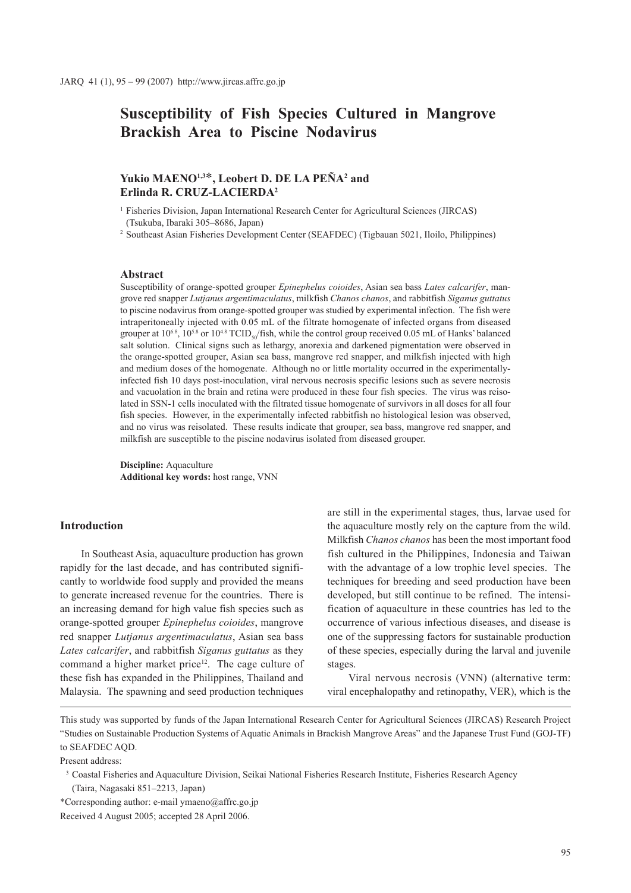# Susceptibility of Fish Species Cultured in Mangrove Brackish Area to Piscine Nodavirus

**Yukio MAENO[1,3]*, Leobert D. DE LA PEÑA[2] and Erlinda R. CRUZ-LACIERDA[2]**

[1] Fisheries Division, Japan International Research Center for Agricultural Sciences (JIRCAS) (Tsukuba, Ibaraki 305–8686, Japan)

[2] Southeast Asian Fisheries Development Center (SEAFDEC) (Tigbauan 5021, Iloilo, Philippines)

## Abstract

Susceptibility of orange-spotted grouper *Epinephelus coioides*, Asian sea bass *Lates calcarifer*, mangrove red snapper *Lutjanus argentimaculatus*, milkfish *Chanos chanos*, and rabbitfish *Siganus guttatus* to piscine nodavirus from orange-spotted grouper was studied by experimental infection. The fish were intraperitoneally injected with 0.05 mL of the filtrate homogenate of infected organs from diseased grouper at $10^{6.8}$, $10^{5.8}$ or $10^{4.8}$ $TCID_{50}$/fish, while the control group received 0.05 mL of Hanks' balanced salt solution. Clinical signs such as lethargy, anorexia and darkened pigmentation were observed in the orange-spotted grouper, Asian sea bass, mangrove red snapper, and milkfish injected with high and medium doses of the homogenate. Although no or little mortality occurred in the experimentally-infected fish 10 days post-inoculation, viral nervous necrosis specific lesions such as severe necrosis and vacuolation in the brain and retina were produced in these four fish species. The virus was reisolated in SSN-1 cells inoculated with the filtrated tissue homogenate of survivors in all doses for all four fish species. However, in the experimentally infected rabbitfish no histological lesion was observed, and no virus was reisolated. These results indicate that grouper, sea bass, mangrove red snapper, and milkfish are susceptible to the piscine nodavirus isolated from diseased grouper.

**Discipline:** Aquaculture
**Additional key words:** host range, VNN

## Introduction

In Southeast Asia, aquaculture production has grown rapidly for the last decade, and has contributed significantly to worldwide food supply and provided the means to generate increased revenue for the countries. There is an increasing demand for high value fish species such as orange-spotted grouper *Epinephelus coioides*, mangrove red snapper *Lutjanus argentimaculatus*, Asian sea bass *Lates calcarifer*, and rabbitfish *Siganus guttatus* as they command a higher market price[12]. The cage culture of these fish has expanded in the Philippines, Thailand and Malaysia. The spawning and seed production techniques are still in the experimental stages, thus, larvae used for the aquaculture mostly rely on the capture from the wild. Milkfish *Chanos chanos* has been the most important food fish cultured in the Philippines, Indonesia and Taiwan with the advantage of a low trophic level species. The techniques for breeding and seed production have been developed, but still continue to be refined. The intensification of aquaculture in these countries has led to the occurrence of various infectious diseases, and disease is one of the suppressing factors for sustainable production of these species, especially during the larval and juvenile stages.

Viral nervous necrosis (VNN) (alternative term: viral encephalopathy and retinopathy, VER), which is the

---

This study was supported by funds of the Japan International Research Center for Agricultural Sciences (JIRCAS) Research Project "Studies on Sustainable Production Systems of Aquatic Animals in Brackish Mangrove Areas" and the Japanese Trust Fund (GOJ-TF) to SEAFDEC AQD.

Present address:

[3] Coastal Fisheries and Aquaculture Division, Seikai National Fisheries Research Institute, Fisheries Research Agency (Taira, Nagasaki 851–2213, Japan)

*Corresponding author: e-mail ymaeno@affrc.go.jp

Received 4 August 2005; accepted 28 April 2006.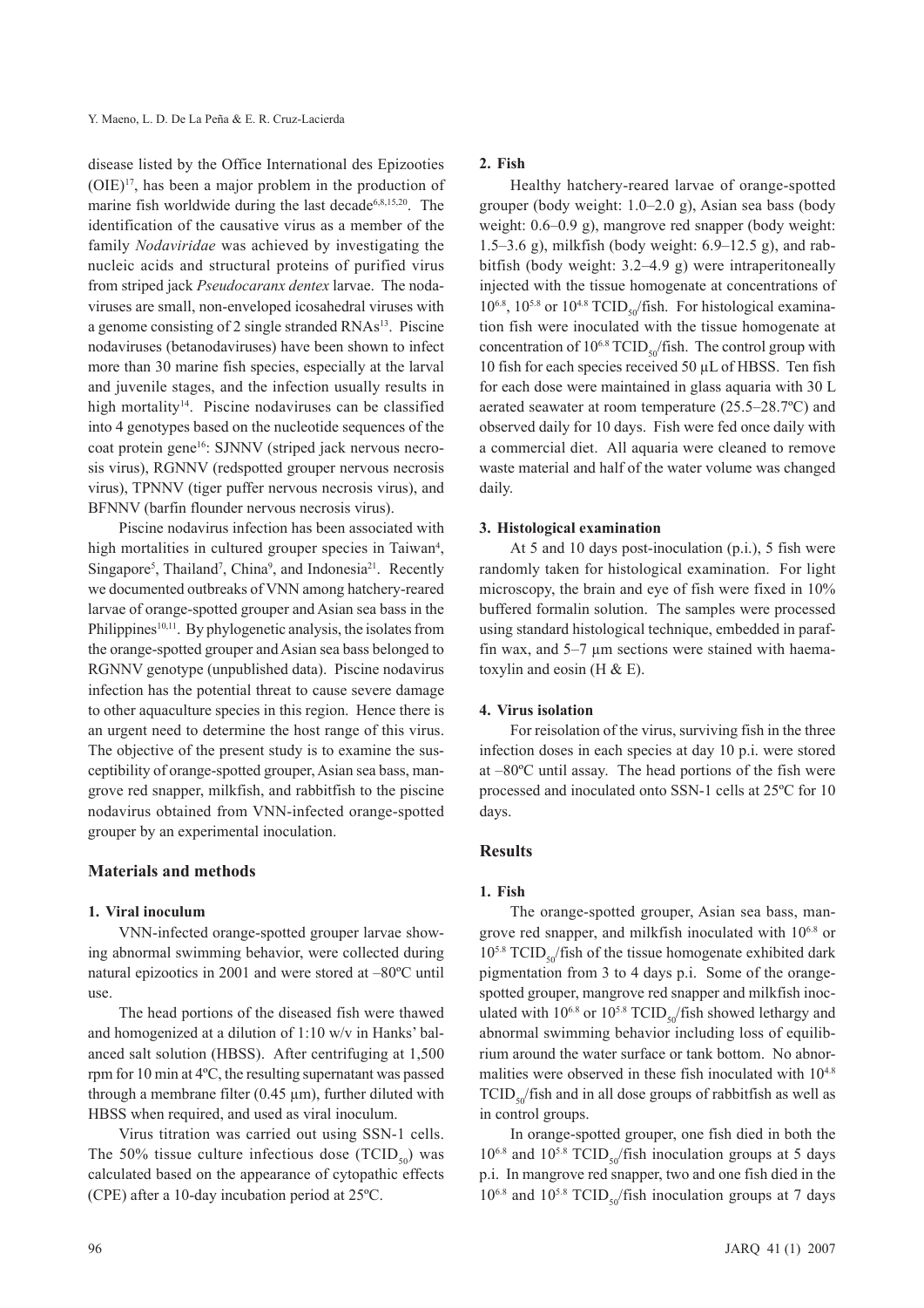disease listed by the Office International des Epizooties (OIE)[17], has been a major problem in the production of marine fish worldwide during the last decade[6,8,15,20]. The identification of the causative virus as a member of the family *Nodaviridae* was achieved by investigating the nucleic acids and structural proteins of purified virus from striped jack *Pseudocaranx dentex* larvae. The nodaviruses are small, non-enveloped icosahedral viruses with a genome consisting of 2 single stranded RNAs[13]. Piscine nodaviruses (betanodaviruses) have been shown to infect more than 30 marine fish species, especially at the larval and juvenile stages, and the infection usually results in high mortality[14]. Piscine nodaviruses can be classified into 4 genotypes based on the nucleotide sequences of the coat protein gene[16]: SJNNV (striped jack nervous necrosis virus), RGNNV (redspotted grouper nervous necrosis virus), TPNNV (tiger puffer nervous necrosis virus), and BFNNV (barfin flounder nervous necrosis virus).

Piscine nodavirus infection has been associated with high mortalities in cultured grouper species in Taiwan[4], Singapore[5], Thailand[7], China[9], and Indonesia[21]. Recently we documented outbreaks of VNN among hatchery-reared larvae of orange-spotted grouper and Asian sea bass in the Philippines[10,11]. By phylogenetic analysis, the isolates from the orange-spotted grouper and Asian sea bass belonged to RGNNV genotype (unpublished data). Piscine nodavirus infection has the potential threat to cause severe damage to other aquaculture species in this region. Hence there is an urgent need to determine the host range of this virus. The objective of the present study is to examine the susceptibility of orange-spotted grouper, Asian sea bass, mangrove red snapper, milkfish, and rabbitfish to the piscine nodavirus obtained from VNN-infected orange-spotted grouper by an experimental inoculation.

## Materials and methods

### 1. Viral inoculum

VNN-infected orange-spotted grouper larvae showing abnormal swimming behavior, were collected during natural epizootics in 2001 and were stored at –80ºC until use.

The head portions of the diseased fish were thawed and homogenized at a dilution of 1:10 w/v in Hanks' balanced salt solution (HBSS). After centrifuging at 1,500 rpm for 10 min at 4ºC, the resulting supernatant was passed through a membrane filter (0.45 µm), further diluted with HBSS when required, and used as viral inoculum.

Virus titration was carried out using SSN-1 cells. The 50% tissue culture infectious dose ($TCID_{50}$) was calculated based on the appearance of cytopathic effects (CPE) after a 10-day incubation period at 25ºC.

### 2. Fish

Healthy hatchery-reared larvae of orange-spotted grouper (body weight: 1.0–2.0 g), Asian sea bass (body weight: 0.6–0.9 g), mangrove red snapper (body weight: 1.5–3.6 g), milkfish (body weight: 6.9–12.5 g), and rabbitfish (body weight: 3.2–4.9 g) were intraperitoneally injected with the tissue homogenate at concentrations of $10^{6.8}$, $10^{5.8}$ or $10^{4.8}$ $TCID_{50}$/fish. For histological examination fish were inoculated with the tissue homogenate at concentration of $10^{6.8}$ $TCID_{50}$/fish. The control group with 10 fish for each species received 50 µL of HBSS. Ten fish for each dose were maintained in glass aquaria with 30 L aerated seawater at room temperature (25.5–28.7ºC) and observed daily for 10 days. Fish were fed once daily with a commercial diet. All aquaria were cleaned to remove waste material and half of the water volume was changed daily.

### 3. Histological examination

At 5 and 10 days post-inoculation (p.i.), 5 fish were randomly taken for histological examination. For light microscopy, the brain and eye of fish were fixed in 10% buffered formalin solution. The samples were processed using standard histological technique, embedded in paraffin wax, and 5–7 µm sections were stained with haematoxylin and eosin (H & E).

### 4. Virus isolation

For reisolation of the virus, surviving fish in the three infection doses in each species at day 10 p.i. were stored at –80ºC until assay. The head portions of the fish were processed and inoculated onto SSN-1 cells at 25ºC for 10 days.

## Results

### 1. Fish

The orange-spotted grouper, Asian sea bass, mangrove red snapper, and milkfish inoculated with $10^{6.8}$ or $10^{5.8}$ $TCID_{50}$/fish of the tissue homogenate exhibited dark pigmentation from 3 to 4 days p.i. Some of the orange-spotted grouper, mangrove red snapper and milkfish inoculated with $10^{6.8}$ or $10^{5.8}$ $TCID_{50}$/fish showed lethargy and abnormal swimming behavior including loss of equilibrium around the water surface or tank bottom. No abnormalities were observed in these fish inoculated with $10^{4.8}$ $TCID_{50}$/fish and in all dose groups of rabbitfish as well as in control groups.

In orange-spotted grouper, one fish died in both the $10^{6.8}$ and $10^{5.8}$ $TCID_{50}$/fish inoculation groups at 5 days p.i. In mangrove red snapper, two and one fish died in the $10^{6.8}$ and $10^{5.8}$ $TCID_{50}$/fish inoculation groups at 7 days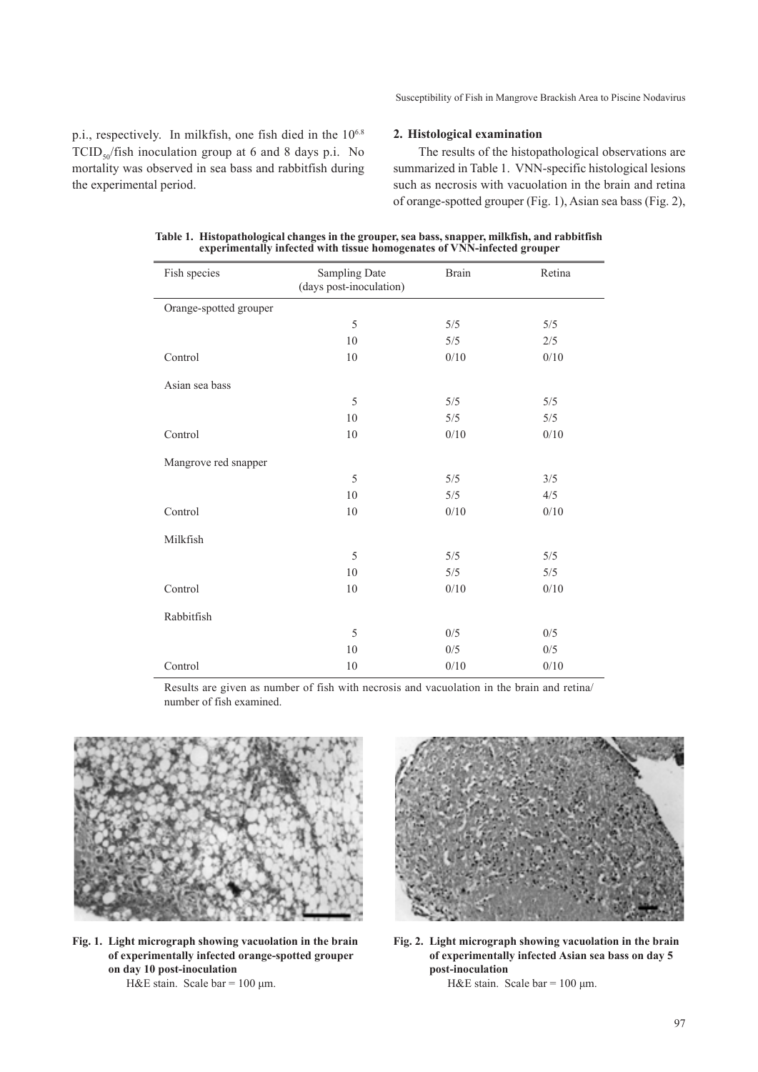p.i., respectively. In milkfish, one fish died in the $10^{6.8}$ $TCID_{50}$/fish inoculation group at 6 and 8 days p.i. No mortality was observed in sea bass and rabbitfish during the experimental period.

## 2. Histological examination

The results of the histopathological observations are summarized in Table 1. VNN-specific histological lesions such as necrosis with vacuolation in the brain and retina of orange-spotted grouper (Fig. 1), Asian sea bass (Fig. 2),

**Table 1. Histopathological changes in the grouper, sea bass, snapper, milkfish, and rabbitfish experimentally infected with tissue homogenates of VNN-infected grouper**

| Fish species | Sampling Date (days post-inoculation) | Brain | Retina |
|---|---|---|---|
| Orange-spotted grouper | | | |
| | 5 | 5/5 | 5/5 |
| | 10 | 5/5 | 2/5 |
| Control | 10 | 0/10 | 0/10 |
| Asian sea bass | | | |
| | 5 | 5/5 | 5/5 |
| | 10 | 5/5 | 5/5 |
| Control | 10 | 0/10 | 0/10 |
| Mangrove red snapper | | | |
| | 5 | 5/5 | 3/5 |
| | 10 | 5/5 | 4/5 |
| Control | 10 | 0/10 | 0/10 |
| Milkfish | | | |
| | 5 | 5/5 | 5/5 |
| | 10 | 5/5 | 5/5 |
| Control | 10 | 0/10 | 0/10 |
| Rabbitfish | | | |
| | 5 | 0/5 | 0/5 |
| | 10 | 0/5 | 0/5 |
| Control | 10 | 0/10 | 0/10 |

Results are given as number of fish with necrosis and vacuolation in the brain and retina/number of fish examined.

**Fig. 1. Light micrograph showing vacuolation in the brain of experimentally infected orange-spotted grouper on day 10 post-inoculation**
H&E stain. Scale bar = 100 μm.

**Fig. 2. Light micrograph showing vacuolation in the brain of experimentally infected Asian sea bass on day 5 post-inoculation**
H&E stain. Scale bar = 100 μm.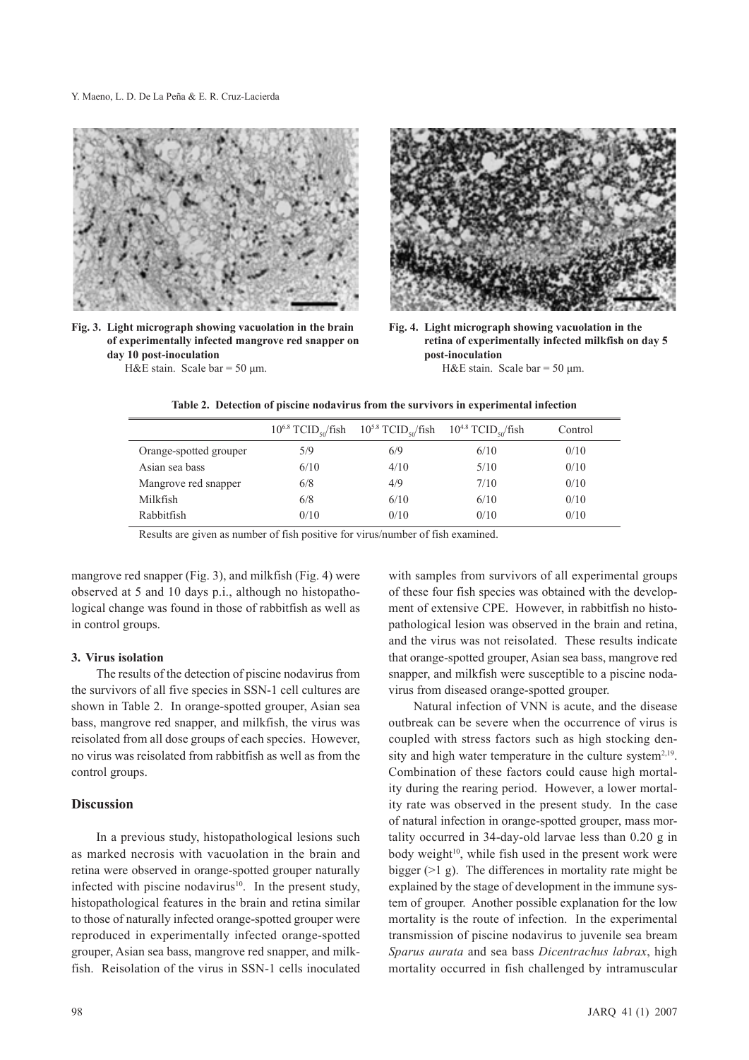**Fig. 3. Light micrograph showing vacuolation in the brain of experimentally infected mangrove red snapper on day 10 post-inoculation**
H&E stain. Scale bar = 50 μm.

**Fig. 4. Light micrograph showing vacuolation in the retina of experimentally infected milkfish on day 5 post-inoculation**
H&E stain. Scale bar = 50 μm.

**Table 2. Detection of piscine nodavirus from the survivors in experimental infection**

| | $10^{6.8}$ $TCID_{50}$/fish | $10^{5.8}$ $TCID_{50}$/fish | $10^{4.8}$ $TCID_{50}$/fish | Control |
|---|---|---|---|---|
| Orange-spotted grouper | 5/9 | 6/9 | 6/10 | 0/10 |
| Asian sea bass | 6/10 | 4/10 | 5/10 | 0/10 |
| Mangrove red snapper | 6/8 | 4/9 | 7/10 | 0/10 |
| Milkfish | 6/8 | 6/10 | 6/10 | 0/10 |
| Rabbitfish | 0/10 | 0/10 | 0/10 | 0/10 |

Results are given as number of fish positive for virus/number of fish examined.

mangrove red snapper (Fig. 3), and milkfish (Fig. 4) were observed at 5 and 10 days p.i., although no histopathological change was found in those of rabbitfish as well as in control groups.

### 3. Virus isolation

The results of the detection of piscine nodavirus from the survivors of all five species in SSN-1 cell cultures are shown in Table 2. In orange-spotted grouper, Asian sea bass, mangrove red snapper, and milkfish, the virus was reisolated from all dose groups of each species. However, no virus was reisolated from rabbitfish as well as from the control groups.

## Discussion

In a previous study, histopathological lesions such as marked necrosis with vacuolation in the brain and retina were observed in orange-spotted grouper naturally infected with piscine nodavirus[10]. In the present study, histopathological features in the brain and retina similar to those of naturally infected orange-spotted grouper were reproduced in experimentally infected orange-spotted grouper, Asian sea bass, mangrove red snapper, and milkfish. Reisolation of the virus in SSN-1 cells inoculated with samples from survivors of all experimental groups of these four fish species was obtained with the development of extensive CPE. However, in rabbitfish no histopathological lesion was observed in the brain and retina, and the virus was not reisolated. These results indicate that orange-spotted grouper, Asian sea bass, mangrove red snapper, and milkfish were susceptible to a piscine nodavirus from diseased orange-spotted grouper.

Natural infection of VNN is acute, and the disease outbreak can be severe when the occurrence of virus is coupled with stress factors such as high stocking density and high water temperature in the culture system[2,19]. Combination of these factors could cause high mortality during the rearing period. However, a lower mortality rate was observed in the present study. In the case of natural infection in orange-spotted grouper, mass mortality occurred in 34-day-old larvae less than 0.20 g in body weight[10], while fish used in the present work were bigger (>1 g). The differences in mortality rate might be explained by the stage of development in the immune system of grouper. Another possible explanation for the low mortality is the route of infection. In the experimental transmission of piscine nodavirus to juvenile sea bream *Sparus aurata* and sea bass *Dicentrachus labrax*, high mortality occurred in fish challenged by intramuscular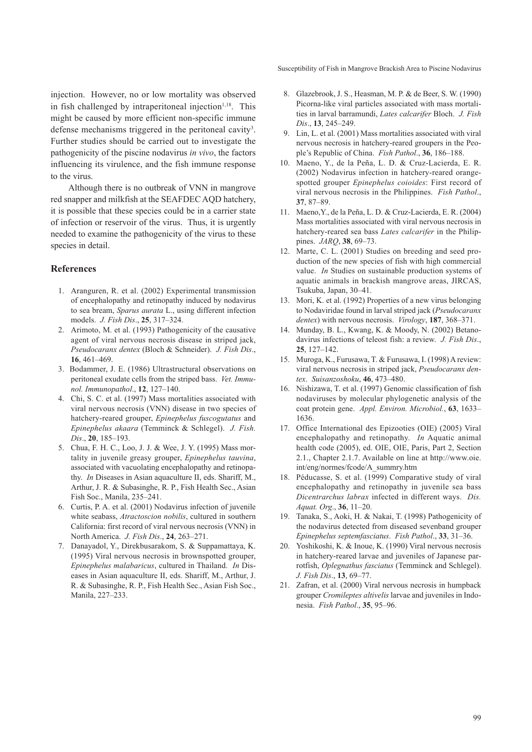injection. However, no or low mortality was observed in fish challenged by intraperitoneal injection[1,18]. This might be caused by more efficient non-specific immune defense mechanisms triggered in the peritoneal cavity[3]. Further studies should be carried out to investigate the pathogenicity of the piscine nodavirus *in vivo*, the factors influencing its virulence, and the fish immune response to the virus.

Although there is no outbreak of VNN in mangrove red snapper and milkfish at the SEAFDEC AQD hatchery, it is possible that these species could be in a carrier state of infection or reservoir of the virus. Thus, it is urgently needed to examine the pathogenicity of the virus to these species in detail.

## References

1. Aranguren, R. et al. (2002) Experimental transmission of encephalopathy and retinopathy induced by nodavirus to sea bream, *Sparus aurata* L., using different infection models. *J. Fish Dis*., **25**, 317–324.
2. Arimoto, M. et al. (1993) Pathogenicity of the causative agent of viral nervous necrosis disease in striped jack, *Pseudocaranx dentex* (Bloch & Schneider). *J. Fish Dis*., **16**, 461–469.
3. Bodammer, J. E. (1986) Ultrastructural observations on peritoneal exudate cells from the striped bass. *Vet. Immunol. Immunopathol*., **12**, 127–140.
4. Chi, S. C. et al. (1997) Mass mortalities associated with viral nervous necrosis (VNN) disease in two species of hatchery-reared grouper, *Epinephelus fuscogutatus* and *Epinephelus akaara* (Temminck & Schlegel). *J. Fish. Dis*., **20**, 185–193.
5. Chua, F. H. C., Loo, J. J. & Wee, J. Y. (1995) Mass mortality in juvenile greasy grouper, *Epinephelus tauvina*, associated with vacuolating encephalopathy and retinopathy. *In* Diseases in Asian aquaculture II, eds. Shariff, M., Arthur, J. R. & Subasinghe, R. P., Fish Health Sec., Asian Fish Soc., Manila, 235–241.
6. Curtis, P. A. et al. (2001) Nodavirus infection of juvenile white seabass, *Atractoscion nobilis*, cultured in southern California: first record of viral nervous necrosis (VNN) in North America. *J. Fish Dis*., **24**, 263–271.
7. Danayadol, Y., Direkbusarakom, S. & Suppamattaya, K. (1995) Viral nervous necrosis in brownspotted grouper, *Epinephelus malabaricus*, cultured in Thailand. *In* Diseases in Asian aquaculture II, eds. Shariff, M., Arthur, J. R. & Subasinghe, R. P., Fish Health Sec., Asian Fish Soc., Manila, 227–233.
8. Glazebrook, J. S., Heasman, M. P. & de Beer, S. W. (1990) Picorna-like viral particles associated with mass mortalities in larval barramundi, *Lates calcarifer* Bloch. *J. Fish Dis*., **13**, 245–249.
9. Lin, L. et al. (2001) Mass mortalities associated with viral nervous necrosis in hatchery-reared groupers in the People's Republic of China. *Fish Pathol*., **36**, 186–188.
10. Maeno, Y., de la Peña, L. D. & Cruz-Lacierda, E. R. (2002) Nodavirus infection in hatchery-reared orange-spotted grouper *Epinephelus coioides*: First record of viral nervous necrosis in the Philippines. *Fish Pathol*., **37**, 87–89.
11. Maeno,Y., de la Peña, L. D. & Cruz-Lacierda, E. R. (2004) Mass mortalities associated with viral nervous necrosis in hatchery-reared sea bass *Lates calcarifer* in the Philippines. *JARQ*, **38**, 69–73.
12. Marte, C. L. (2001) Studies on breeding and seed production of the new species of fish with high commercial value. *In* Studies on sustainable production systems of aquatic animals in brackish mangrove areas, JIRCAS, Tsukuba, Japan, 30–41.
13. Mori, K. et al. (1992) Properties of a new virus belonging to Nodaviridae found in larval striped jack (*Pseudocaranx dentex*) with nervous necrosis. *Virology*, **187**, 368–371.
14. Munday, B. L., Kwang, K. & Moody, N. (2002) Betanodavirus infections of teleost fish: a review. *J. Fish Dis*., **25**, 127–142.
15. Muroga, K., Furusawa, T. & Furusawa, I. (1998) A review: viral nervous necrosis in striped jack, *Pseudocaranx dentex*. *Suisanzoshoku*, **46**, 473–480.
16. Nishizawa, T. et al. (1997) Genomic classification of fish nodaviruses by molecular phylogenetic analysis of the coat protein gene. *Appl. Environ. Microbiol.*, **63**, 1633–1636.
17. Office International des Epizooties (OIE) (2005) Viral encephalopathy and retinopathy. *In* Aquatic animal health code (2005), ed. OIE, OIE, Paris, Part 2, Section 2.1., Chapter 2.1.7. Available on line at http://www.oie.int/eng/normes/fcode/A_summry.htm
18. Péducasse, S. et al. (1999) Comparative study of viral encephalopathy and retinopathy in juvenile sea bass *Dicentrarchus labrax* infected in different ways. *Dis. Aquat. Org*., **36**, 11–20.
19. Tanaka, S., Aoki, H. & Nakai, T. (1998) Pathogenicity of the nodavirus detected from diseased sevenband grouper *Epinephelus septemfasciatus*. *Fish Pathol*., **33**, 31–36.
20. Yoshikoshi, K. & Inoue, K. (1990) Viral nervous necrosis in hatchery-reared larvae and juveniles of Japanese parrotfish, *Oplegnathus fasciatus* (Temminck and Schlegel). *J. Fish Dis*., **13**, 69–77.
21. Zafran, et al. (2000) Viral nervous necrosis in humpback grouper *Cromileptes altivelis* larvae and juveniles in Indonesia. *Fish Pathol*., **35**, 95–96.